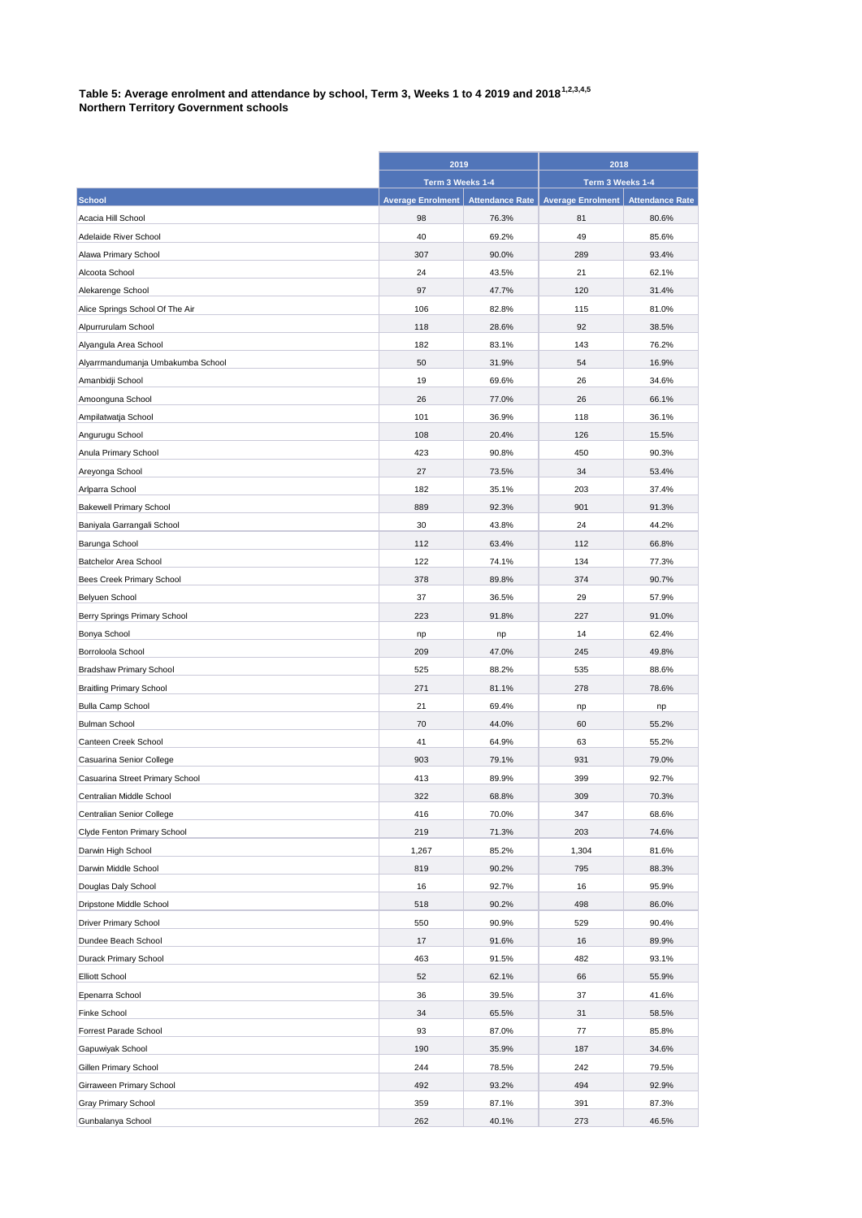**Table 5: Average enrolment and attendance by school, Term 3, Weeks 1 to 4 2019 and 2018[1,2,3,4,5]**
**Northern Territory Government schools**

| | 2019 | | 2018 | |
|---|---|---|---|---|
| | Term 3 Weeks 1-4 | | Term 3 Weeks 1-4 | |
| School | Average Enrolment | Attendance Rate | Average Enrolment | Attendance Rate |
| Acacia Hill School | 98 | 76.3% | 81 | 80.6% |
| Adelaide River School | 40 | 69.2% | 49 | 85.6% |
| Alawa Primary School | 307 | 90.0% | 289 | 93.4% |
| Alcoota School | 24 | 43.5% | 21 | 62.1% |
| Alekarenge School | 97 | 47.7% | 120 | 31.4% |
| Alice Springs School Of The Air | 106 | 82.8% | 115 | 81.0% |
| Alpurrurulam School | 118 | 28.6% | 92 | 38.5% |
| Alyangula Area School | 182 | 83.1% | 143 | 76.2% |
| Alyarrmandumanja Umbakumba School | 50 | 31.9% | 54 | 16.9% |
| Amanbidji School | 19 | 69.6% | 26 | 34.6% |
| Amoonguna School | 26 | 77.0% | 26 | 66.1% |
| Ampilatwatja School | 101 | 36.9% | 118 | 36.1% |
| Angurugu School | 108 | 20.4% | 126 | 15.5% |
| Anula Primary School | 423 | 90.8% | 450 | 90.3% |
| Areyonga School | 27 | 73.5% | 34 | 53.4% |
| Arlparra School | 182 | 35.1% | 203 | 37.4% |
| Bakewell Primary School | 889 | 92.3% | 901 | 91.3% |
| Baniyala Garrangali School | 30 | 43.8% | 24 | 44.2% |
| Barunga School | 112 | 63.4% | 112 | 66.8% |
| Batchelor Area School | 122 | 74.1% | 134 | 77.3% |
| Bees Creek Primary School | 378 | 89.8% | 374 | 90.7% |
| Belyuen School | 37 | 36.5% | 29 | 57.9% |
| Berry Springs Primary School | 223 | 91.8% | 227 | 91.0% |
| Bonya School | np | np | 14 | 62.4% |
| Borroloola School | 209 | 47.0% | 245 | 49.8% |
| Bradshaw Primary School | 525 | 88.2% | 535 | 88.6% |
| Braitling Primary School | 271 | 81.1% | 278 | 78.6% |
| Bulla Camp School | 21 | 69.4% | np | np |
| Bulman School | 70 | 44.0% | 60 | 55.2% |
| Canteen Creek School | 41 | 64.9% | 63 | 55.2% |
| Casuarina Senior College | 903 | 79.1% | 931 | 79.0% |
| Casuarina Street Primary School | 413 | 89.9% | 399 | 92.7% |
| Centralian Middle School | 322 | 68.8% | 309 | 70.3% |
| Centralian Senior College | 416 | 70.0% | 347 | 68.6% |
| Clyde Fenton Primary School | 219 | 71.3% | 203 | 74.6% |
| Darwin High School | 1,267 | 85.2% | 1,304 | 81.6% |
| Darwin Middle School | 819 | 90.2% | 795 | 88.3% |
| Douglas Daly School | 16 | 92.7% | 16 | 95.9% |
| Dripstone Middle School | 518 | 90.2% | 498 | 86.0% |
| Driver Primary School | 550 | 90.9% | 529 | 90.4% |
| Dundee Beach School | 17 | 91.6% | 16 | 89.9% |
| Durack Primary School | 463 | 91.5% | 482 | 93.1% |
| Elliott School | 52 | 62.1% | 66 | 55.9% |
| Epenarra School | 36 | 39.5% | 37 | 41.6% |
| Finke School | 34 | 65.5% | 31 | 58.5% |
| Forrest Parade School | 93 | 87.0% | 77 | 85.8% |
| Gapuwiyak School | 190 | 35.9% | 187 | 34.6% |
| Gillen Primary School | 244 | 78.5% | 242 | 79.5% |
| Girraween Primary School | 492 | 93.2% | 494 | 92.9% |
| Gray Primary School | 359 | 87.1% | 391 | 87.3% |
| Gunbalanya School | 262 | 40.1% | 273 | 46.5% |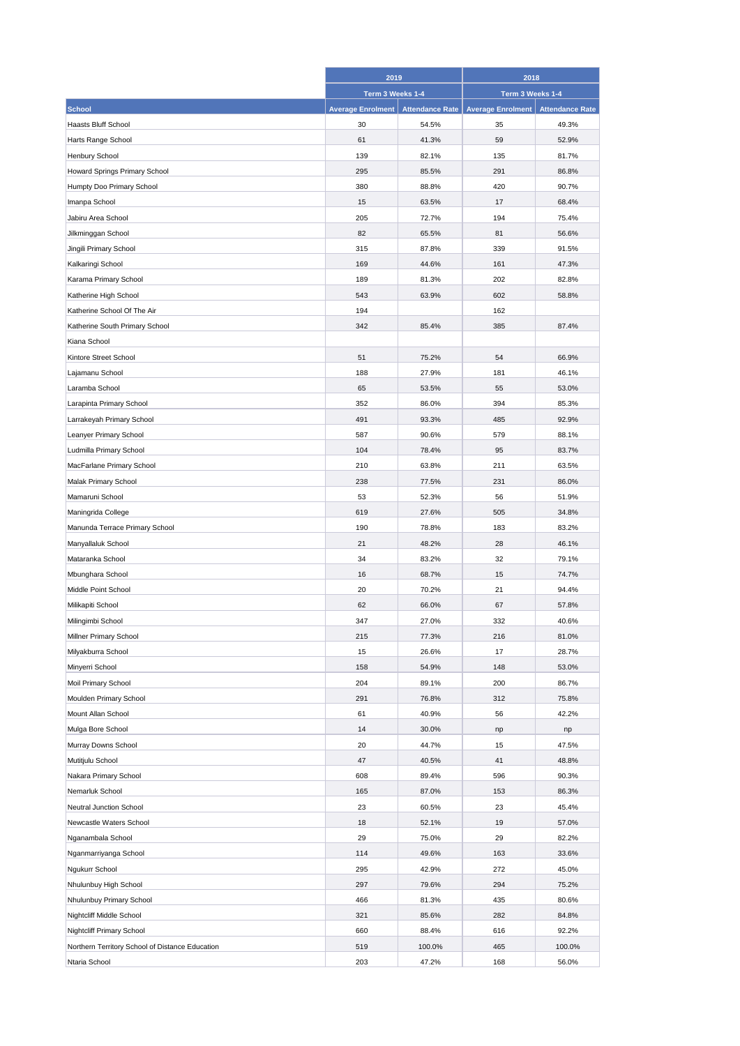| School | 2019 | | 2018 | |
|---|---|---|---|---|
| | Term 3 Weeks 1-4 | | Term 3 Weeks 1-4 | |
| | Average Enrolment | Attendance Rate | Average Enrolment | Attendance Rate |
| Haasts Bluff School | 30 | 54.5% | 35 | 49.3% |
| Harts Range School | 61 | 41.3% | 59 | 52.9% |
| Henbury School | 139 | 82.1% | 135 | 81.7% |
| Howard Springs Primary School | 295 | 85.5% | 291 | 86.8% |
| Humpty Doo Primary School | 380 | 88.8% | 420 | 90.7% |
| Imanpa School | 15 | 63.5% | 17 | 68.4% |
| Jabiru Area School | 205 | 72.7% | 194 | 75.4% |
| Jilkminggan School | 82 | 65.5% | 81 | 56.6% |
| Jingili Primary School | 315 | 87.8% | 339 | 91.5% |
| Kalkaringi School | 169 | 44.6% | 161 | 47.3% |
| Karama Primary School | 189 | 81.3% | 202 | 82.8% |
| Katherine High School | 543 | 63.9% | 602 | 58.8% |
| Katherine School Of The Air | 194 | | 162 | |
| Katherine South Primary School | 342 | 85.4% | 385 | 87.4% |
| Kiana School | | | | |
| Kintore Street School | 51 | 75.2% | 54 | 66.9% |
| Lajamanu School | 188 | 27.9% | 181 | 46.1% |
| Laramba School | 65 | 53.5% | 55 | 53.0% |
| Larapinta Primary School | 352 | 86.0% | 394 | 85.3% |
| Larrakeyah Primary School | 491 | 93.3% | 485 | 92.9% |
| Leanyer Primary School | 587 | 90.6% | 579 | 88.1% |
| Ludmilla Primary School | 104 | 78.4% | 95 | 83.7% |
| MacFarlane Primary School | 210 | 63.8% | 211 | 63.5% |
| Malak Primary School | 238 | 77.5% | 231 | 86.0% |
| Mamaruni School | 53 | 52.3% | 56 | 51.9% |
| Maningrida College | 619 | 27.6% | 505 | 34.8% |
| Manunda Terrace Primary School | 190 | 78.8% | 183 | 83.2% |
| Manyallaluk School | 21 | 48.2% | 28 | 46.1% |
| Mataranka School | 34 | 83.2% | 32 | 79.1% |
| Mbunghara School | 16 | 68.7% | 15 | 74.7% |
| Middle Point School | 20 | 70.2% | 21 | 94.4% |
| Milikapiti School | 62 | 66.0% | 67 | 57.8% |
| Milingimbi School | 347 | 27.0% | 332 | 40.6% |
| Millner Primary School | 215 | 77.3% | 216 | 81.0% |
| Milyakburra School | 15 | 26.6% | 17 | 28.7% |
| Minyerri School | 158 | 54.9% | 148 | 53.0% |
| Moil Primary School | 204 | 89.1% | 200 | 86.7% |
| Moulden Primary School | 291 | 76.8% | 312 | 75.8% |
| Mount Allan School | 61 | 40.9% | 56 | 42.2% |
| Mulga Bore School | 14 | 30.0% | np | np |
| Murray Downs School | 20 | 44.7% | 15 | 47.5% |
| Mutitjulu School | 47 | 40.5% | 41 | 48.8% |
| Nakara Primary School | 608 | 89.4% | 596 | 90.3% |
| Nemarluk School | 165 | 87.0% | 153 | 86.3% |
| Neutral Junction School | 23 | 60.5% | 23 | 45.4% |
| Newcastle Waters School | 18 | 52.1% | 19 | 57.0% |
| Nganambala School | 29 | 75.0% | 29 | 82.2% |
| Nganmarriyanga School | 114 | 49.6% | 163 | 33.6% |
| Ngukurr School | 295 | 42.9% | 272 | 45.0% |
| Nhulunbuy High School | 297 | 79.6% | 294 | 75.2% |
| Nhulunbuy Primary School | 466 | 81.3% | 435 | 80.6% |
| Nightcliff Middle School | 321 | 85.6% | 282 | 84.8% |
| Nightcliff Primary School | 660 | 88.4% | 616 | 92.2% |
| Northern Territory School of Distance Education | 519 | 100.0% | 465 | 100.0% |
| Ntaria School | 203 | 47.2% | 168 | 56.0% |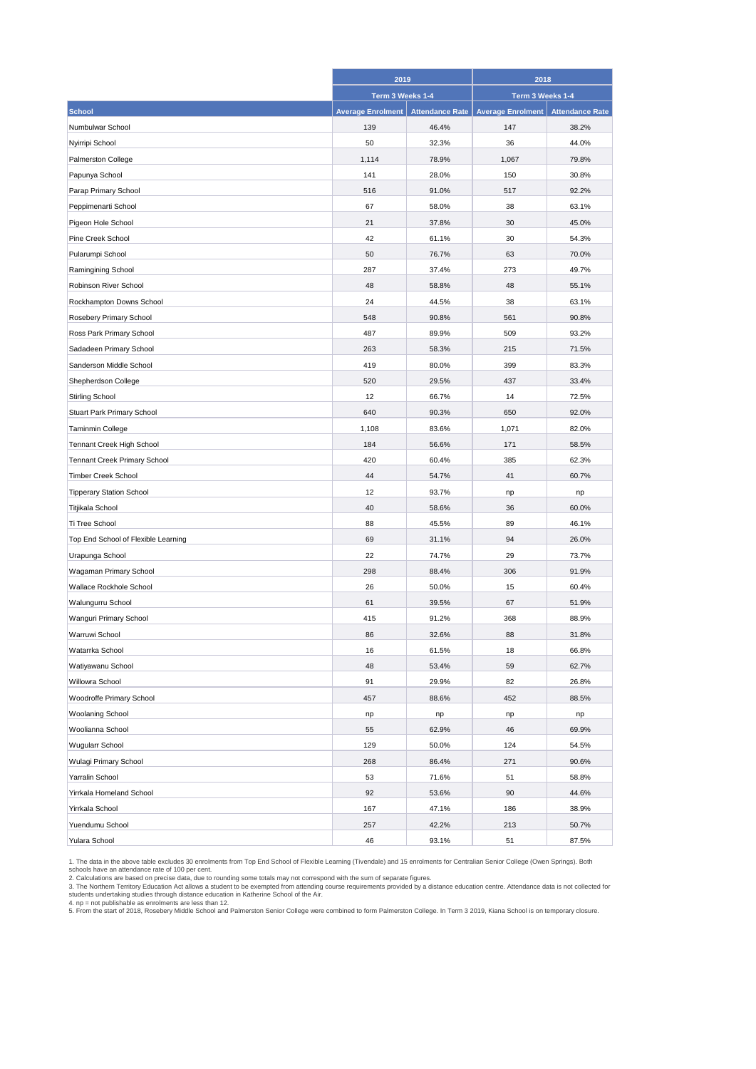| School | 2019 | | 2018 | |
|---|---|---|---|---|
| | Term 3 Weeks 1-4 | | Term 3 Weeks 1-4 | |
| | Average Enrolment | Attendance Rate | Average Enrolment | Attendance Rate |
| Numbulwar School | 139 | 46.4% | 147 | 38.2% |
| Nyirripi School | 50 | 32.3% | 36 | 44.0% |
| Palmerston College | 1,114 | 78.9% | 1,067 | 79.8% |
| Papunya School | 141 | 28.0% | 150 | 30.8% |
| Parap Primary School | 516 | 91.0% | 517 | 92.2% |
| Peppimenarti School | 67 | 58.0% | 38 | 63.1% |
| Pigeon Hole School | 21 | 37.8% | 30 | 45.0% |
| Pine Creek School | 42 | 61.1% | 30 | 54.3% |
| Pularumpi School | 50 | 76.7% | 63 | 70.0% |
| Ramingining School | 287 | 37.4% | 273 | 49.7% |
| Robinson River School | 48 | 58.8% | 48 | 55.1% |
| Rockhampton Downs School | 24 | 44.5% | 38 | 63.1% |
| Rosebery Primary School | 548 | 90.8% | 561 | 90.8% |
| Ross Park Primary School | 487 | 89.9% | 509 | 93.2% |
| Sadadeen Primary School | 263 | 58.3% | 215 | 71.5% |
| Sanderson Middle School | 419 | 80.0% | 399 | 83.3% |
| Shepherdson College | 520 | 29.5% | 437 | 33.4% |
| Stirling School | 12 | 66.7% | 14 | 72.5% |
| Stuart Park Primary School | 640 | 90.3% | 650 | 92.0% |
| Taminmin College | 1,108 | 83.6% | 1,071 | 82.0% |
| Tennant Creek High School | 184 | 56.6% | 171 | 58.5% |
| Tennant Creek Primary School | 420 | 60.4% | 385 | 62.3% |
| Timber Creek School | 44 | 54.7% | 41 | 60.7% |
| Tipperary Station School | 12 | 93.7% | np | np |
| Titjikala School | 40 | 58.6% | 36 | 60.0% |
| Ti Tree School | 88 | 45.5% | 89 | 46.1% |
| Top End School of Flexible Learning | 69 | 31.1% | 94 | 26.0% |
| Urapunga School | 22 | 74.7% | 29 | 73.7% |
| Wagaman Primary School | 298 | 88.4% | 306 | 91.9% |
| Wallace Rockhole School | 26 | 50.0% | 15 | 60.4% |
| Walungurru School | 61 | 39.5% | 67 | 51.9% |
| Wanguri Primary School | 415 | 91.2% | 368 | 88.9% |
| Warruwi School | 86 | 32.6% | 88 | 31.8% |
| Watarrka School | 16 | 61.5% | 18 | 66.8% |
| Watiyawanu School | 48 | 53.4% | 59 | 62.7% |
| Willowra School | 91 | 29.9% | 82 | 26.8% |
| Woodroffe Primary School | 457 | 88.6% | 452 | 88.5% |
| Woolaning School | np | np | np | np |
| Woolianna School | 55 | 62.9% | 46 | 69.9% |
| Wugularr School | 129 | 50.0% | 124 | 54.5% |
| Wulagi Primary School | 268 | 86.4% | 271 | 90.6% |
| Yarralin School | 53 | 71.6% | 51 | 58.8% |
| Yirrkala Homeland School | 92 | 53.6% | 90 | 44.6% |
| Yirrkala School | 167 | 47.1% | 186 | 38.9% |
| Yuendumu School | 257 | 42.2% | 213 | 50.7% |
| Yulara School | 46 | 93.1% | 51 | 87.5% |

1. The data in the above table excludes 30 enrolments from Top End School of Flexible Learning (Tivendale) and 15 enrolments for Centralian Senior College (Owen Springs). Both schools have an attendance rate of 100 per cent.
2. Calculations are based on precise data, due to rounding some totals may not correspond with the sum of separate figures.
3. The Northern Territory Education Act allows a student to be exempted from attending course requirements provided by a distance education centre. Attendance data is not collected for students undertaking studies through distance education in Katherine School of the Air.
4. np = not publishable as enrolments are less than 12.
5. From the start of 2018, Rosebery Middle School and Palmerston Senior College were combined to form Palmerston College. In Term 3 2019, Kiana School is on temporary closure.